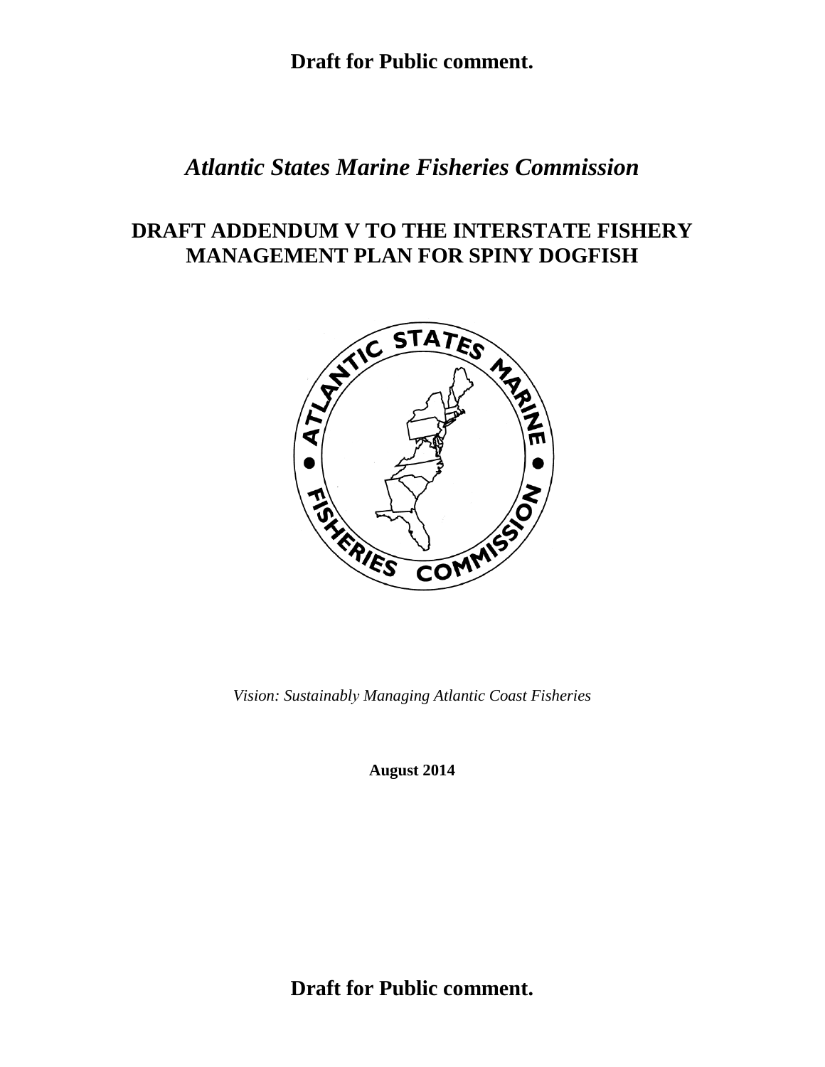**Draft for Public comment.**

# *Atlantic States Marine Fisheries Commission*

## DRAFT ADDENDUM V TO THE INTERSTATE FISHERY MANAGEMENT PLAN FOR SPINY DOGFISH

*Vision: Sustainably Managing Atlantic Coast Fisheries*

**August 2014**

**Draft for Public comment.**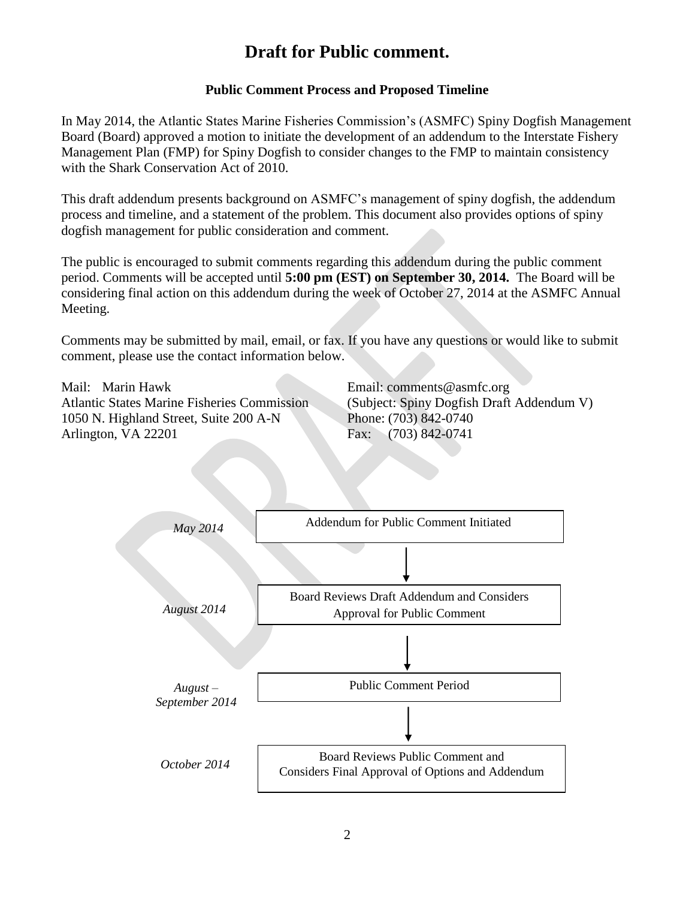# Draft for Public comment.

### Public Comment Process and Proposed Timeline

In May 2014, the Atlantic States Marine Fisheries Commission's (ASMFC) Spiny Dogfish Management Board (Board) approved a motion to initiate the development of an addendum to the Interstate Fishery Management Plan (FMP) for Spiny Dogfish to consider changes to the FMP to maintain consistency with the Shark Conservation Act of 2010.

This draft addendum presents background on ASMFC's management of spiny dogfish, the addendum process and timeline, and a statement of the problem. This document also provides options of spiny dogfish management for public consideration and comment.

The public is encouraged to submit comments regarding this addendum during the public comment period. Comments will be accepted until **5:00 pm (EST) on September 30, 2014.** The Board will be considering final action on this addendum during the week of October 27, 2014 at the ASMFC Annual Meeting.

Comments may be submitted by mail, email, or fax. If you have any questions or would like to submit comment, please use the contact information below.

Mail: Marin Hawk
Atlantic States Marine Fisheries Commission
1050 N. Highland Street, Suite 200 A-N
Arlington, VA 22201

Email: comments@asmfc.org
(Subject: Spiny Dogfish Draft Addendum V)
Phone: (703) 842-0740
Fax: (703) 842-0741

| | |
|---|---|
| *May 2014* | Addendum for Public Comment Initiated |
| *August 2014* | Board Reviews Draft Addendum and Considers Approval for Public Comment |
| *August – September 2014* | Public Comment Period |
| *October 2014* | Board Reviews Public Comment and Considers Final Approval of Options and Addendum |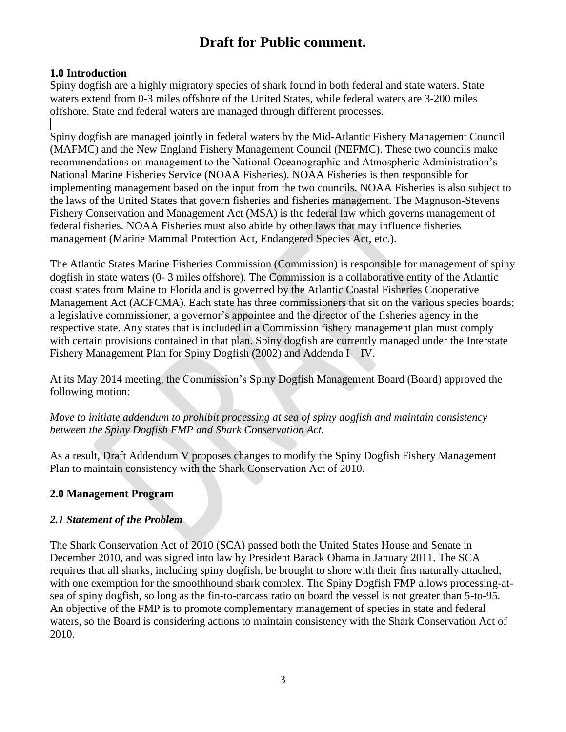# Draft for Public comment.

### 1.0 Introduction

Spiny dogfish are a highly migratory species of shark found in both federal and state waters. State waters extend from 0-3 miles offshore of the United States, while federal waters are 3-200 miles offshore. State and federal waters are managed through different processes.

Spiny dogfish are managed jointly in federal waters by the Mid-Atlantic Fishery Management Council (MAFMC) and the New England Fishery Management Council (NEFMC). These two councils make recommendations on management to the National Oceanographic and Atmospheric Administration's National Marine Fisheries Service (NOAA Fisheries). NOAA Fisheries is then responsible for implementing management based on the input from the two councils. NOAA Fisheries is also subject to the laws of the United States that govern fisheries and fisheries management. The Magnuson-Stevens Fishery Conservation and Management Act (MSA) is the federal law which governs management of federal fisheries. NOAA Fisheries must also abide by other laws that may influence fisheries management (Marine Mammal Protection Act, Endangered Species Act, etc.).

The Atlantic States Marine Fisheries Commission (Commission) is responsible for management of spiny dogfish in state waters (0- 3 miles offshore). The Commission is a collaborative entity of the Atlantic coast states from Maine to Florida and is governed by the Atlantic Coastal Fisheries Cooperative Management Act (ACFCMA). Each state has three commissioners that sit on the various species boards; a legislative commissioner, a governor's appointee and the director of the fisheries agency in the respective state. Any states that is included in a Commission fishery management plan must comply with certain provisions contained in that plan. Spiny dogfish are currently managed under the Interstate Fishery Management Plan for Spiny Dogfish (2002) and Addenda I – IV.

At its May 2014 meeting, the Commission's Spiny Dogfish Management Board (Board) approved the following motion:

*Move to initiate addendum to prohibit processing at sea of spiny dogfish and maintain consistency between the Spiny Dogfish FMP and Shark Conservation Act.*

As a result, Draft Addendum V proposes changes to modify the Spiny Dogfish Fishery Management Plan to maintain consistency with the Shark Conservation Act of 2010.

### 2.0 Management Program

#### *2.1 Statement of the Problem*

The Shark Conservation Act of 2010 (SCA) passed both the United States House and Senate in December 2010, and was signed into law by President Barack Obama in January 2011. The SCA requires that all sharks, including spiny dogfish, be brought to shore with their fins naturally attached, with one exemption for the smoothhound shark complex. The Spiny Dogfish FMP allows processing-at-sea of spiny dogfish, so long as the fin-to-carcass ratio on board the vessel is not greater than 5-to-95. An objective of the FMP is to promote complementary management of species in state and federal waters, so the Board is considering actions to maintain consistency with the Shark Conservation Act of 2010.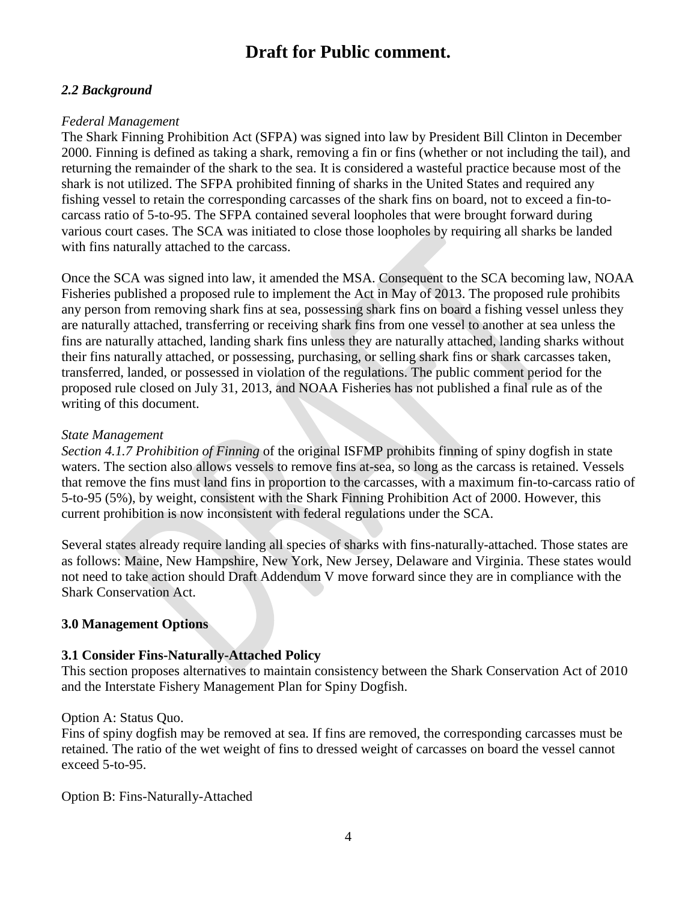# Draft for Public comment.

### *2.2 Background*

*Federal Management*

The Shark Finning Prohibition Act (SFPA) was signed into law by President Bill Clinton in December 2000. Finning is defined as taking a shark, removing a fin or fins (whether or not including the tail), and returning the remainder of the shark to the sea. It is considered a wasteful practice because most of the shark is not utilized. The SFPA prohibited finning of sharks in the United States and required any fishing vessel to retain the corresponding carcasses of the shark fins on board, not to exceed a fin-to-carcass ratio of 5-to-95. The SFPA contained several loopholes that were brought forward during various court cases. The SCA was initiated to close those loopholes by requiring all sharks be landed with fins naturally attached to the carcass.

Once the SCA was signed into law, it amended the MSA. Consequent to the SCA becoming law, NOAA Fisheries published a proposed rule to implement the Act in May of 2013. The proposed rule prohibits any person from removing shark fins at sea, possessing shark fins on board a fishing vessel unless they are naturally attached, transferring or receiving shark fins from one vessel to another at sea unless the fins are naturally attached, landing shark fins unless they are naturally attached, landing sharks without their fins naturally attached, or possessing, purchasing, or selling shark fins or shark carcasses taken, transferred, landed, or possessed in violation of the regulations. The public comment period for the proposed rule closed on July 31, 2013, and NOAA Fisheries has not published a final rule as of the writing of this document.

*State Management*

*Section 4.1.7 Prohibition of Finning* of the original ISFMP prohibits finning of spiny dogfish in state waters. The section also allows vessels to remove fins at-sea, so long as the carcass is retained. Vessels that remove the fins must land fins in proportion to the carcasses, with a maximum fin-to-carcass ratio of 5-to-95 (5%), by weight, consistent with the Shark Finning Prohibition Act of 2000. However, this current prohibition is now inconsistent with federal regulations under the SCA.

Several states already require landing all species of sharks with fins-naturally-attached. Those states are as follows: Maine, New Hampshire, New York, New Jersey, Delaware and Virginia. These states would not need to take action should Draft Addendum V move forward since they are in compliance with the Shark Conservation Act.

## 3.0 Management Options

### 3.1 Consider Fins-Naturally-Attached Policy

This section proposes alternatives to maintain consistency between the Shark Conservation Act of 2010 and the Interstate Fishery Management Plan for Spiny Dogfish.

Option A: Status Quo.

Fins of spiny dogfish may be removed at sea. If fins are removed, the corresponding carcasses must be retained. The ratio of the wet weight of fins to dressed weight of carcasses on board the vessel cannot exceed 5-to-95.

Option B: Fins-Naturally-Attached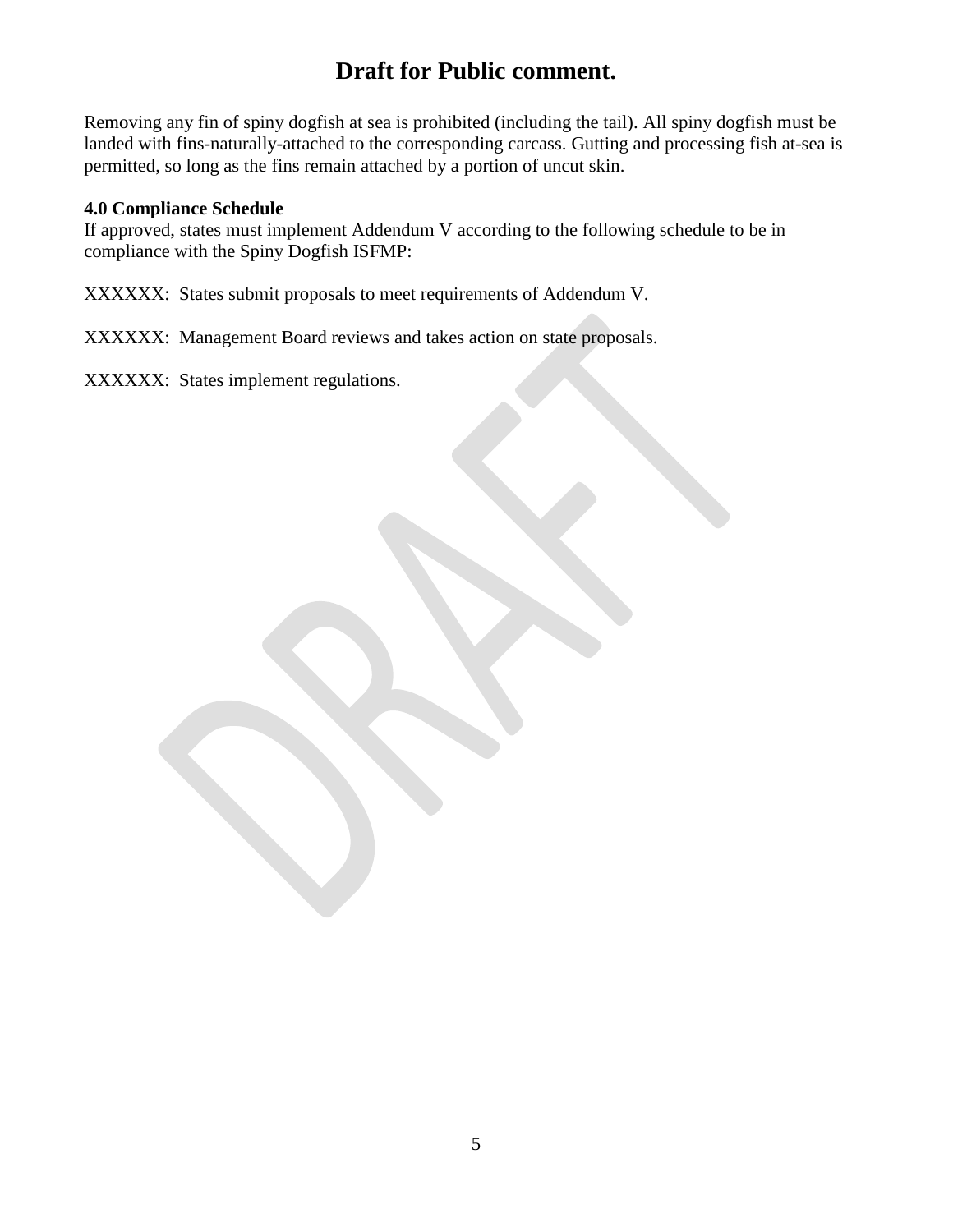Removing any fin of spiny dogfish at sea is prohibited (including the tail). All spiny dogfish must be landed with fins-naturally-attached to the corresponding carcass. Gutting and processing fish at-sea is permitted, so long as the fins remain attached by a portion of uncut skin.

**4.0 Compliance Schedule**

If approved, states must implement Addendum V according to the following schedule to be in compliance with the Spiny Dogfish ISFMP:

XXXXXX: States submit proposals to meet requirements of Addendum V.

XXXXXX: Management Board reviews and takes action on state proposals.

XXXXXX: States implement regulations.